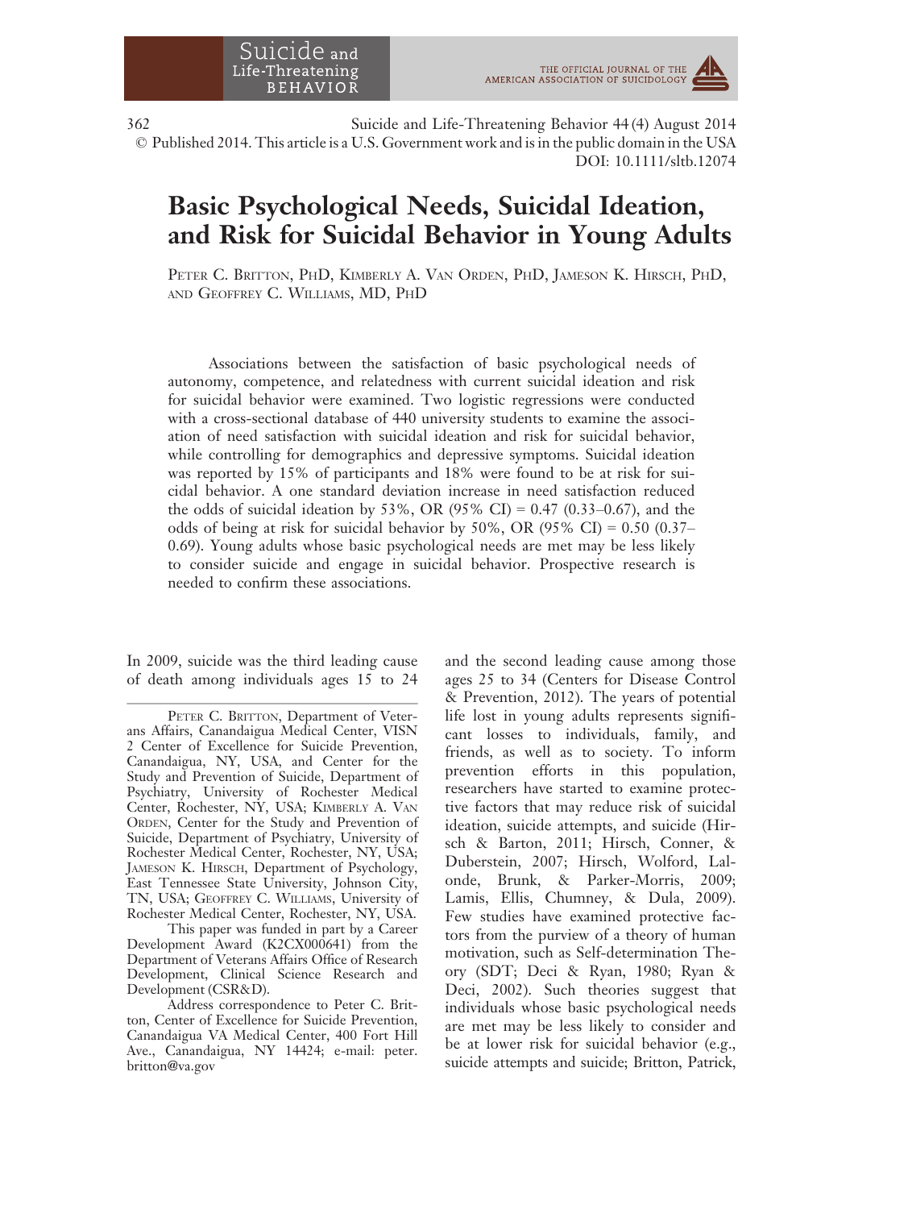© Published 2014. This article is a U.S. Government work and is in the public domain in the USA
DOI: 10.1111/sltb.12074

# Basic Psychological Needs, Suicidal Ideation, and Risk for Suicidal Behavior in Young Adults

PETER C. BRITTON, PHD, KIMBERLY A. VAN ORDEN, PHD, JAMESON K. HIRSCH, PHD, AND GEOFFREY C. WILLIAMS, MD, PHD

Associations between the satisfaction of basic psychological needs of autonomy, competence, and relatedness with current suicidal ideation and risk for suicidal behavior were examined. Two logistic regressions were conducted with a cross-sectional database of 440 university students to examine the association of need satisfaction with suicidal ideation and risk for suicidal behavior, while controlling for demographics and depressive symptoms. Suicidal ideation was reported by 15% of participants and 18% were found to be at risk for suicidal behavior. A one standard deviation increase in need satisfaction reduced the odds of suicidal ideation by 53%, OR (95% CI) = 0.47 (0.33–0.67), and the odds of being at risk for suicidal behavior by 50%, OR (95% CI) = 0.50 (0.37–0.69). Young adults whose basic psychological needs are met may be less likely to consider suicide and engage in suicidal behavior. Prospective research is needed to confirm these associations.

In 2009, suicide was the third leading cause of death among individuals ages 15 to 24 and the second leading cause among those ages 25 to 34 (Centers for Disease Control & Prevention, 2012). The years of potential life lost in young adults represents significant losses to individuals, family, and friends, as well as to society. To inform prevention efforts in this population, researchers have started to examine protective factors that may reduce risk of suicidal ideation, suicide attempts, and suicide (Hirsch & Barton, 2011; Hirsch, Conner, & Duberstein, 2007; Hirsch, Wolford, Lalonde, Brunk, & Parker-Morris, 2009; Lamis, Ellis, Chumney, & Dula, 2009). Few studies have examined protective factors from the purview of a theory of human motivation, such as Self-determination Theory (SDT; Deci & Ryan, 1980; Ryan & Deci, 2002). Such theories suggest that individuals whose basic psychological needs are met may be less likely to consider and be at lower risk for suicidal behavior (e.g., suicide attempts and suicide; Britton, Patrick,

---

PETER C. BRITTON, Department of Veterans Affairs, Canandaigua Medical Center, VISN 2 Center of Excellence for Suicide Prevention, Canandaigua, NY, USA, and Center for the Study and Prevention of Suicide, Department of Psychiatry, University of Rochester Medical Center, Rochester, NY, USA; KIMBERLY A. VAN ORDEN, Center for the Study and Prevention of Suicide, Department of Psychiatry, University of Rochester Medical Center, Rochester, NY, USA; JAMESON K. HIRSCH, Department of Psychology, East Tennessee State University, Johnson City, TN, USA; GEOFFREY C. WILLIAMS, University of Rochester Medical Center, Rochester, NY, USA.

This paper was funded in part by a Career Development Award (K2CX000641) from the Department of Veterans Affairs Office of Research Development, Clinical Science Research and Development (CSR&D).

Address correspondence to Peter C. Britton, Center of Excellence for Suicide Prevention, Canandaigua VA Medical Center, 400 Fort Hill Ave., Canandaigua, NY 14424; e-mail: peter.britton@va.gov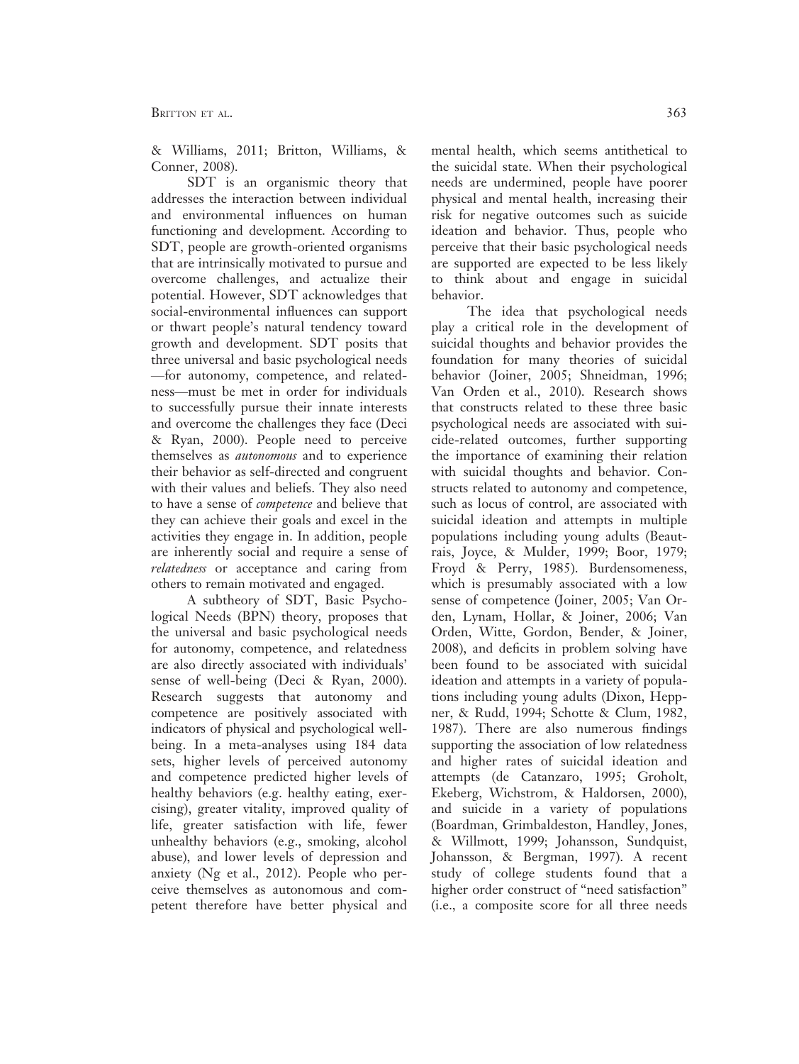& Williams, 2011; Britton, Williams, & Conner, 2008).

SDT is an organismic theory that addresses the interaction between individual and environmental influences on human functioning and development. According to SDT, people are growth-oriented organisms that are intrinsically motivated to pursue and overcome challenges, and actualize their potential. However, SDT acknowledges that social-environmental influences can support or thwart people's natural tendency toward growth and development. SDT posits that three universal and basic psychological needs —for autonomy, competence, and relatedness—must be met in order for individuals to successfully pursue their innate interests and overcome the challenges they face (Deci & Ryan, 2000). People need to perceive themselves as *autonomous* and to experience their behavior as self-directed and congruent with their values and beliefs. They also need to have a sense of *competence* and believe that they can achieve their goals and excel in the activities they engage in. In addition, people are inherently social and require a sense of *relatedness* or acceptance and caring from others to remain motivated and engaged.

A subtheory of SDT, Basic Psychological Needs (BPN) theory, proposes that the universal and basic psychological needs for autonomy, competence, and relatedness are also directly associated with individuals' sense of well-being (Deci & Ryan, 2000). Research suggests that autonomy and competence are positively associated with indicators of physical and psychological well-being. In a meta-analyses using 184 data sets, higher levels of perceived autonomy and competence predicted higher levels of healthy behaviors (e.g. healthy eating, exercising), greater vitality, improved quality of life, greater satisfaction with life, fewer unhealthy behaviors (e.g., smoking, alcohol abuse), and lower levels of depression and anxiety (Ng et al., 2012). People who perceive themselves as autonomous and competent therefore have better physical and mental health, which seems antithetical to the suicidal state. When their psychological needs are undermined, people have poorer physical and mental health, increasing their risk for negative outcomes such as suicide ideation and behavior. Thus, people who perceive that their basic psychological needs are supported are expected to be less likely to think about and engage in suicidal behavior.

The idea that psychological needs play a critical role in the development of suicidal thoughts and behavior provides the foundation for many theories of suicidal behavior (Joiner, 2005; Shneidman, 1996; Van Orden et al., 2010). Research shows that constructs related to these three basic psychological needs are associated with suicide-related outcomes, further supporting the importance of examining their relation with suicidal thoughts and behavior. Constructs related to autonomy and competence, such as locus of control, are associated with suicidal ideation and attempts in multiple populations including young adults (Beautrais, Joyce, & Mulder, 1999; Boor, 1979; Froyd & Perry, 1985). Burdensomeness, which is presumably associated with a low sense of competence (Joiner, 2005; Van Orden, Lynam, Hollar, & Joiner, 2006; Van Orden, Witte, Gordon, Bender, & Joiner, 2008), and deficits in problem solving have been found to be associated with suicidal ideation and attempts in a variety of populations including young adults (Dixon, Heppner, & Rudd, 1994; Schotte & Clum, 1982, 1987). There are also numerous findings supporting the association of low relatedness and higher rates of suicidal ideation and attempts (de Catanzaro, 1995; Groholt, Ekeberg, Wichstrom, & Haldorsen, 2000), and suicide in a variety of populations (Boardman, Grimbaldeston, Handley, Jones, & Willmott, 1999; Johansson, Sundquist, Johansson, & Bergman, 1997). A recent study of college students found that a higher order construct of "need satisfaction" (i.e., a composite score for all three needs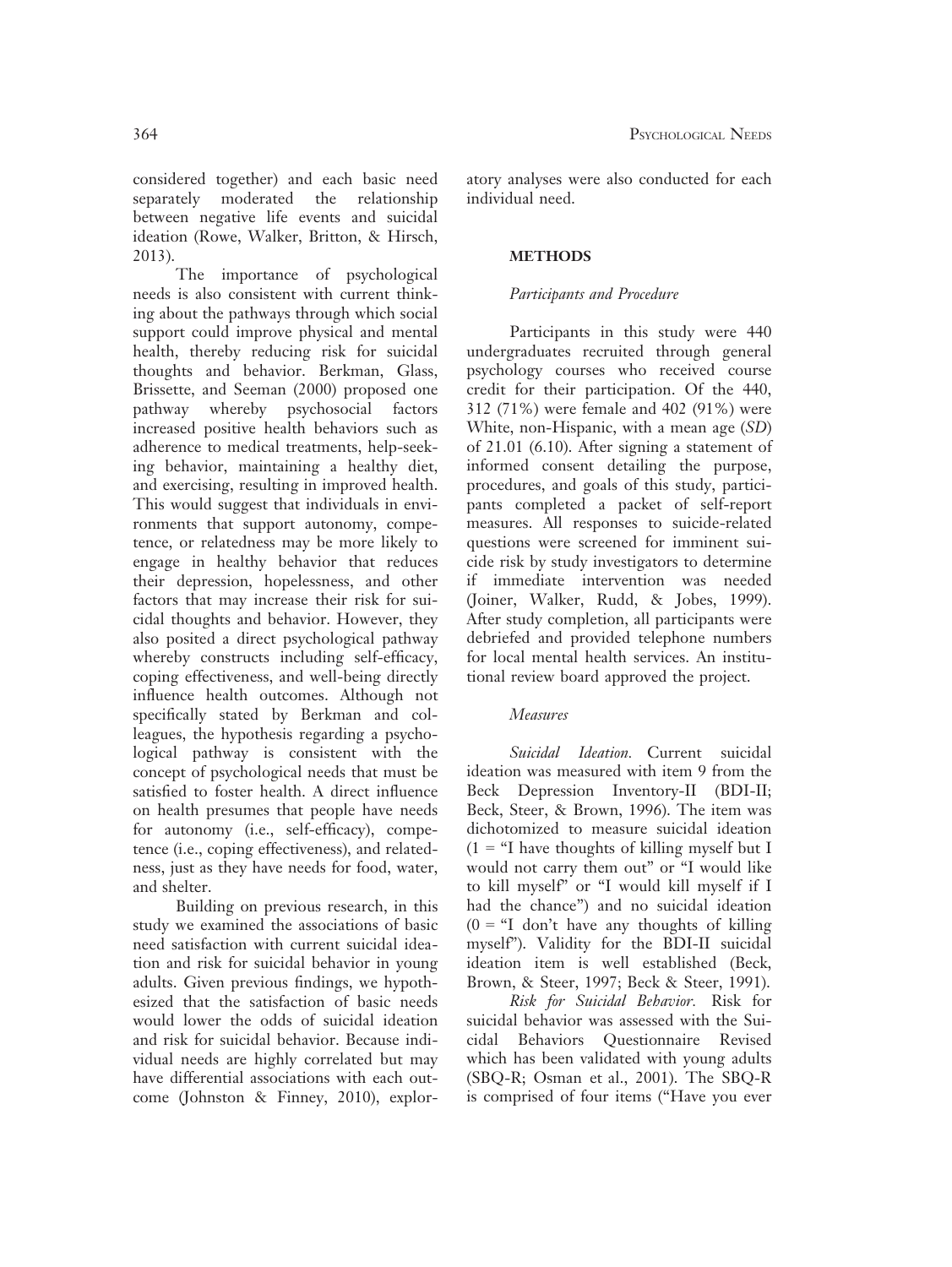considered together) and each basic need separately moderated the relationship between negative life events and suicidal ideation (Rowe, Walker, Britton, & Hirsch, 2013).

The importance of psychological needs is also consistent with current thinking about the pathways through which social support could improve physical and mental health, thereby reducing risk for suicidal thoughts and behavior. Berkman, Glass, Brissette, and Seeman (2000) proposed one pathway whereby psychosocial factors increased positive health behaviors such as adherence to medical treatments, help-seeking behavior, maintaining a healthy diet, and exercising, resulting in improved health. This would suggest that individuals in environments that support autonomy, competence, or relatedness may be more likely to engage in healthy behavior that reduces their depression, hopelessness, and other factors that may increase their risk for suicidal thoughts and behavior. However, they also posited a direct psychological pathway whereby constructs including self-efficacy, coping effectiveness, and well-being directly influence health outcomes. Although not specifically stated by Berkman and colleagues, the hypothesis regarding a psychological pathway is consistent with the concept of psychological needs that must be satisfied to foster health. A direct influence on health presumes that people have needs for autonomy (i.e., self-efficacy), competence (i.e., coping effectiveness), and relatedness, just as they have needs for food, water, and shelter.

Building on previous research, in this study we examined the associations of basic need satisfaction with current suicidal ideation and risk for suicidal behavior in young adults. Given previous findings, we hypothesized that the satisfaction of basic needs would lower the odds of suicidal ideation and risk for suicidal behavior. Because individual needs are highly correlated but may have differential associations with each outcome (Johnston & Finney, 2010), exploratory analyses were also conducted for each individual need.

## METHODS

### *Participants and Procedure*

Participants in this study were 440 undergraduates recruited through general psychology courses who received course credit for their participation. Of the 440, 312 (71%) were female and 402 (91%) were White, non-Hispanic, with a mean age (*SD*) of 21.01 (6.10). After signing a statement of informed consent detailing the purpose, procedures, and goals of this study, participants completed a packet of self-report measures. All responses to suicide-related questions were screened for imminent suicide risk by study investigators to determine if immediate intervention was needed (Joiner, Walker, Rudd, & Jobes, 1999). After study completion, all participants were debriefed and provided telephone numbers for local mental health services. An institutional review board approved the project.

### *Measures*

*Suicidal Ideation.* Current suicidal ideation was measured with item 9 from the Beck Depression Inventory-II (BDI-II; Beck, Steer, & Brown, 1996). The item was dichotomized to measure suicidal ideation (1 = "I have thoughts of killing myself but I would not carry them out" or "I would like to kill myself" or "I would kill myself if I had the chance") and no suicidal ideation (0 = "I don't have any thoughts of killing myself"). Validity for the BDI-II suicidal ideation item is well established (Beck, Brown, & Steer, 1997; Beck & Steer, 1991).

*Risk for Suicidal Behavior.* Risk for suicidal behavior was assessed with the Suicidal Behaviors Questionnaire Revised which has been validated with young adults (SBQ-R; Osman et al., 2001). The SBQ-R is comprised of four items ("Have you ever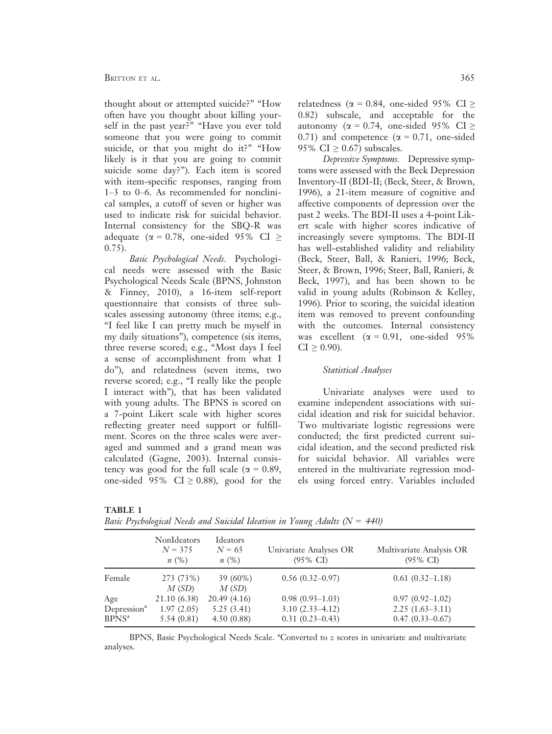thought about or attempted suicide?" "How often have you thought about killing yourself in the past year?" "Have you ever told someone that you were going to commit suicide, or that you might do it?" "How likely is it that you are going to commit suicide some day?"). Each item is scored with item-specific responses, ranging from 1–3 to 0–6. As recommended for nonclinical samples, a cutoff of seven or higher was used to indicate risk for suicidal behavior. Internal consistency for the SBQ-R was adequate ($\alpha = 0.78$, one-sided 95% CI $\geq$ 0.75).

*Basic Psychological Needs.* Psychological needs were assessed with the Basic Psychological Needs Scale (BPNS, Johnston & Finney, 2010), a 16-item self-report questionnaire that consists of three subscales assessing autonomy (three items; e.g., "I feel like I can pretty much be myself in my daily situations"), competence (six items, three reverse scored; e.g., "Most days I feel a sense of accomplishment from what I do"), and relatedness (seven items, two reverse scored; e.g., "I really like the people I interact with"), that has been validated with young adults. The BPNS is scored on a 7-point Likert scale with higher scores reflecting greater need support or fulfillment. Scores on the three scales were averaged and summed and a grand mean was calculated (Gagne, 2003). Internal consistency was good for the full scale ($\alpha = 0.89$, one-sided 95% CI $\geq 0.88$), good for the relatedness ($\alpha = 0.84$, one-sided 95% CI $\geq$ 0.82) subscale, and acceptable for the autonomy ($\alpha = 0.74$, one-sided 95% CI $\geq$ 0.71) and competence ($\alpha = 0.71$, one-sided 95% CI $\geq 0.67$) subscales.

*Depressive Symptoms.* Depressive symptoms were assessed with the Beck Depression Inventory-II (BDI-II; (Beck, Steer, & Brown, 1996), a 21-item measure of cognitive and affective components of depression over the past 2 weeks. The BDI-II uses a 4-point Likert scale with higher scores indicative of increasingly severe symptoms. The BDI-II has well-established validity and reliability (Beck, Steer, Ball, & Ranieri, 1996; Beck, Steer, & Brown, 1996; Steer, Ball, Ranieri, & Beck, 1997), and has been shown to be valid in young adults (Robinson & Kelley, 1996). Prior to scoring, the suicidal ideation item was removed to prevent confounding with the outcomes. Internal consistency was excellent ($\alpha = 0.91$, one-sided 95% CI $\geq 0.90$).

### *Statistical Analyses*

Univariate analyses were used to examine independent associations with suicidal ideation and risk for suicidal behavior. Two multivariate logistic regressions were conducted; the first predicted current suicidal ideation, and the second predicted risk for suicidal behavior. All variables were entered in the multivariate regression models using forced entry. Variables included

**TABLE 1**

*Basic Psychological Needs and Suicidal Ideation in Young Adults ($N = 440$)*

| | NonIdeators $N = 375$ $n$ (%) | Ideators $N = 65$ $n$ (%) | Univariate Analyses OR (95% CI) | Multivariate Analysis OR (95% CI) |
|---|---|---|---|---|
| Female | 273 (73%) | 39 (60%) | 0.56 (0.32–0.97) | 0.61 (0.32–1.18) |
| | $M$ ($SD$) | $M$ ($SD$) | | |
| Age | 21.10 (6.38) | 20.49 (4.16) | 0.98 (0.93–1.03) | 0.97 (0.92–1.02) |
| Depression[a] | 1.97 (2.05) | 5.25 (3.41) | 3.10 (2.33–4.12) | 2.25 (1.63–3.11) |
| BPNS[a] | 5.54 (0.81) | 4.50 (0.88) | 0.31 (0.23–0.43) | 0.47 (0.33–0.67) |

BPNS, Basic Psychological Needs Scale. [a]Converted to $z$ scores in univariate and multivariate analyses.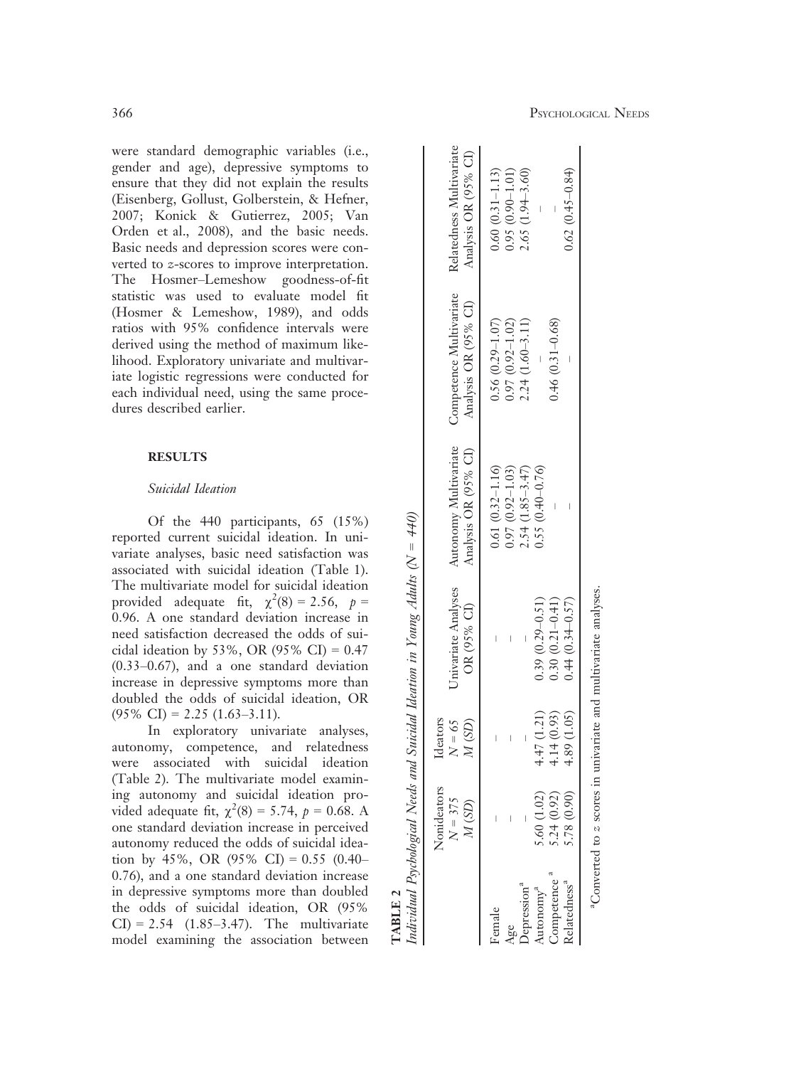were standard demographic variables (i.e., gender and age), depressive symptoms to ensure that they did not explain the results (Eisenberg, Gollust, Golberstein, & Hefner, 2007; Konick & Gutierrez, 2005; Van Orden et al., 2008), and the basic needs. Basic needs and depression scores were converted to *z*-scores to improve interpretation. The Hosmer–Lemeshow goodness-of-fit statistic was used to evaluate model fit (Hosmer & Lemeshow, 1989), and odds ratios with 95% confidence intervals were derived using the method of maximum likelihood. Exploratory univariate and multivariate logistic regressions were conducted for each individual need, using the same procedures described earlier.

## RESULTS

### *Suicidal Ideation*

Of the 440 participants, 65 (15%) reported current suicidal ideation. In univariate analyses, basic need satisfaction was associated with suicidal ideation (Table 1). The multivariate model for suicidal ideation provided adequate fit, $\chi^2(8) = 2.56$, $p = 0.96$. A one standard deviation increase in need satisfaction decreased the odds of suicidal ideation by 53%, OR (95% CI) = 0.47 (0.33–0.67), and a one standard deviation increase in depressive symptoms more than doubled the odds of suicidal ideation, OR (95% CI) = 2.25 (1.63–3.11).

In exploratory univariate analyses, autonomy, competence, and relatedness were associated with suicidal ideation (Table 2). The multivariate model examining autonomy and suicidal ideation provided adequate fit, $\chi^2(8) = 5.74$, $p = 0.68$. A one standard deviation increase in perceived autonomy reduced the odds of suicidal ideation by 45%, OR (95% CI) = 0.55 (0.40–0.76), and a one standard deviation increase in depressive symptoms more than doubled the odds of suicidal ideation, OR (95% CI) = 2.54 (1.85–3.47). The multivariate model examining the association between

**TABLE 2**
*Individual Psychological Needs and Suicidal Ideation in Young Adults (N = 440)*

| | Nonideators $N = 375$ $M$ ($SD$) | Ideators $N = 65$ $M$ ($SD$) | Univariate Analyses OR (95% CI) | Autonomy Multivariate Analysis OR (95% CI) | Competence Multivariate Analysis OR (95% CI) | Relatedness Multivariate Analysis OR (95% CI) |
|---|---|---|---|---|---|---|
| Female | – | – | – | 0.61 (0.32–1.16) | 0.56 (0.29–1.07) | 0.60 (0.31–1.13) |
| Age | – | – | – | 0.97 (0.92–1.03) | 0.97 (0.92–1.02) | 0.95 (0.90–1.01) |
| Depression[a] | – | – | – | 2.54 (1.85–3.47) | 2.24 (1.60–3.11) | 2.65 (1.94–3.60) |
| Autonomy[a] | 5.60 (1.02) | 4.47 (1.21) | 0.39 (0.29–0.51) | 0.55 (0.40–0.76) | – | – |
| Competence [a] | 5.24 (0.92) | 4.14 (0.93) | 0.30 (0.21–0.41) | – | 0.46 (0.31–0.68) | – |
| Relatedness[a] | 5.78 (0.90) | 4.89 (1.05) | 0.44 (0.34–0.57) | – | – | 0.62 (0.45–0.84) |

[a]Converted to *z* scores in univariate and multivariate analyses.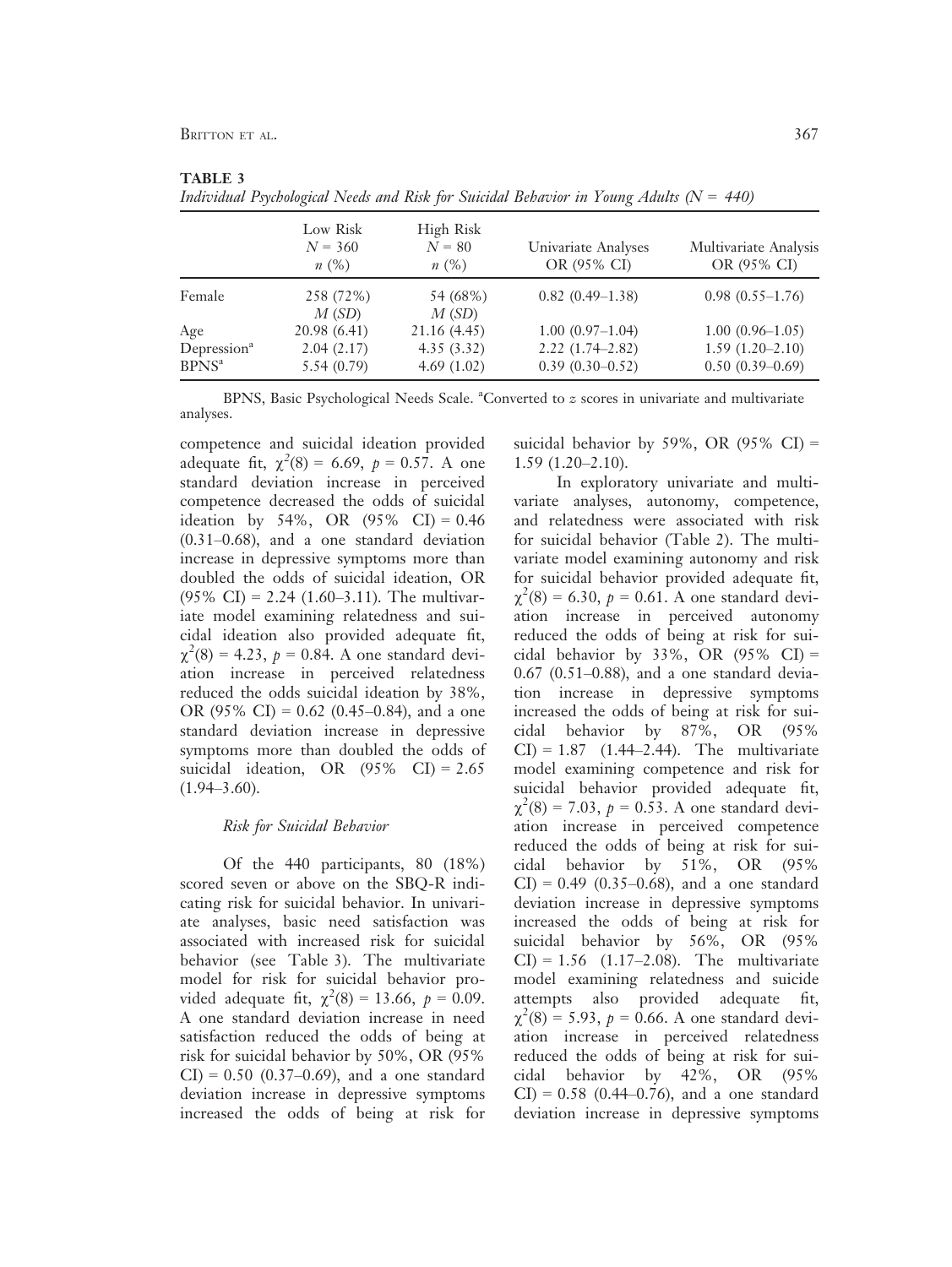**TABLE 3**

*Individual Psychological Needs and Risk for Suicidal Behavior in Young Adults (N = 440)*

| | Low Risk $N = 360$ $n$ (%) | High Risk $N = 80$ $n$ (%) | Univariate Analyses OR (95% CI) | Multivariate Analysis OR (95% CI) |
|---|---|---|---|---|
| Female | 258 (72%) | 54 (68%) | 0.82 (0.49–1.38) | 0.98 (0.55–1.76) |
| | *M* (*SD*) | *M* (*SD*) | | |
| Age | 20.98 (6.41) | 21.16 (4.45) | 1.00 (0.97–1.04) | 1.00 (0.96–1.05) |
| Depression[a] | 2.04 (2.17) | 4.35 (3.32) | 2.22 (1.74–2.82) | 1.59 (1.20–2.10) |
| BPNS[a] | 5.54 (0.79) | 4.69 (1.02) | 0.39 (0.30–0.52) | 0.50 (0.39–0.69) |

BPNS, Basic Psychological Needs Scale. [a]Converted to *z* scores in univariate and multivariate analyses.

competence and suicidal ideation provided adequate fit, $\chi^2(8) = 6.69$, $p = 0.57$. A one standard deviation increase in perceived competence decreased the odds of suicidal ideation by 54%, OR (95% CI) = 0.46 (0.31–0.68), and a one standard deviation increase in depressive symptoms more than doubled the odds of suicidal ideation, OR (95% CI) = 2.24 (1.60–3.11). The multivariate model examining relatedness and suicidal ideation also provided adequate fit, $\chi^2(8) = 4.23$, $p = 0.84$. A one standard deviation increase in perceived relatedness reduced the odds suicidal ideation by 38%, OR (95% CI) = 0.62 (0.45–0.84), and a one standard deviation increase in depressive symptoms more than doubled the odds of suicidal ideation, OR (95% CI) = 2.65 (1.94–3.60).

### *Risk for Suicidal Behavior*

Of the 440 participants, 80 (18%) scored seven or above on the SBQ-R indicating risk for suicidal behavior. In univariate analyses, basic need satisfaction was associated with increased risk for suicidal behavior (see Table 3). The multivariate model for risk for suicidal behavior provided adequate fit, $\chi^2(8) = 13.66$, $p = 0.09$. A one standard deviation increase in need satisfaction reduced the odds of being at risk for suicidal behavior by 50%, OR (95% CI) = 0.50 (0.37–0.69), and a one standard deviation increase in depressive symptoms increased the odds of being at risk for suicidal behavior by 59%, OR (95% CI) = 1.59 (1.20–2.10).

In exploratory univariate and multivariate analyses, autonomy, competence, and relatedness were associated with risk for suicidal behavior (Table 2). The multivariate model examining autonomy and risk for suicidal behavior provided adequate fit, $\chi^2(8) = 6.30$, $p = 0.61$. A one standard deviation increase in perceived autonomy reduced the odds of being at risk for suicidal behavior by 33%, OR (95% CI) = 0.67 (0.51–0.88), and a one standard deviation increase in depressive symptoms increased the odds of being at risk for suicidal behavior by 87%, OR (95% CI) = 1.87 (1.44–2.44). The multivariate model examining competence and risk for suicidal behavior provided adequate fit, $\chi^2(8) = 7.03$, $p = 0.53$. A one standard deviation increase in perceived competence reduced the odds of being at risk for suicidal behavior by 51%, OR (95% CI) = 0.49 (0.35–0.68), and a one standard deviation increase in depressive symptoms increased the odds of being at risk for suicidal behavior by 56%, OR (95% CI) = 1.56 (1.17–2.08). The multivariate model examining relatedness and suicide attempts also provided adequate fit, $\chi^2(8) = 5.93$, $p = 0.66$. A one standard deviation increase in perceived relatedness reduced the odds of being at risk for suicidal behavior by 42%, OR (95% CI) = 0.58 (0.44–0.76), and a one standard deviation increase in depressive symptoms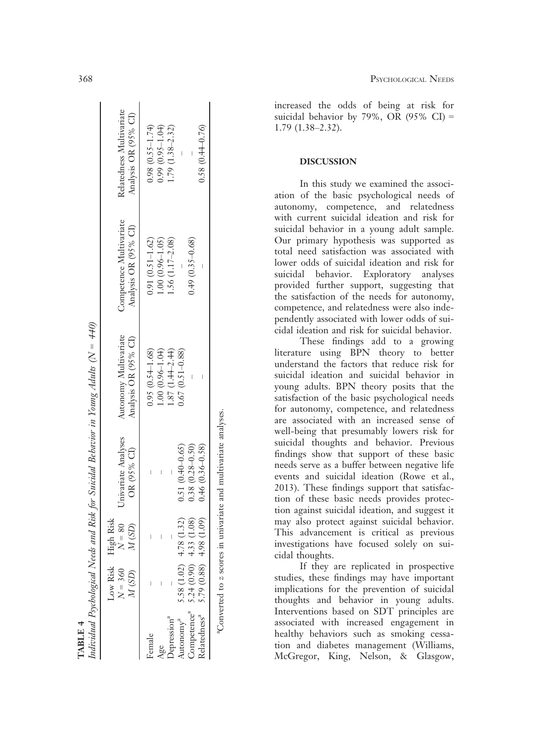**TABLE 4**

*Individual Psychological Needs and Risk for Suicidal Behavior in Young Adults (N = 440)*

| | Low Risk $N = 360$ $M$ ($SD$) | High Risk $N = 80$ $M$ ($SD$) | Univariate Analyses OR (95% CI) | Autonomy Multivariate Analysis OR (95% CI) | Competence Multivariate Analysis OR (95% CI) | Relatedness Multivariate Analysis OR (95% CI) |
|---|---|---|---|---|---|---|
| Female | – | – | – | 0.95 (0.54–1.68) | 0.91 (0.51–1.62) | 0.98 (0.55–1.74) |
| Age | – | – | – | 1.00 (0.96–1.04) | 1.00 (0.96–1.05) | 0.99 (0.95–1.04) |
| Depression[a] | – | – | – | 1.87 (1.44–2.44) | 1.56 (1.17–2.08) | 1.79 (1.38–2.32) |
| Autonomy[a] | 5.58 (1.02) | 4.78 (1.32) | 0.51 (0.40–0.65) | 0.67 (0.51–0.88) | – | – |
| Competence[a] | 5.24 (0.90) | 4.33 (1.08) | 0.38 (0.28–0.50) | – | 0.49 (0.35–0.68) | – |
| Relatedness[a] | 5.79 (0.88) | 4.98 (1.09) | 0.46 (0.36–0.58) | – | – | 0.58 (0.44–0.76) |

[a]Converted to $z$ scores in univariate and multivariate analyses.

increased the odds of being at risk for suicidal behavior by 79%, OR (95% CI) = 1.79 (1.38–2.32).

## DISCUSSION

In this study we examined the association of the basic psychological needs of autonomy, competence, and relatedness with current suicidal ideation and risk for suicidal behavior in a young adult sample. Our primary hypothesis was supported as total need satisfaction was associated with lower odds of suicidal ideation and risk for suicidal behavior. Exploratory analyses provided further support, suggesting that the satisfaction of the needs for autonomy, competence, and relatedness were also independently associated with lower odds of suicidal ideation and risk for suicidal behavior.

These findings add to a growing literature using BPN theory to better understand the factors that reduce risk for suicidal ideation and suicidal behavior in young adults. BPN theory posits that the satisfaction of the basic psychological needs for autonomy, competence, and relatedness are associated with an increased sense of well-being that presumably lowers risk for suicidal thoughts and behavior. Previous findings show that support of these basic needs serve as a buffer between negative life events and suicidal ideation (Rowe et al., 2013). These findings support that satisfaction of these basic needs provides protection against suicidal ideation, and suggest it may also protect against suicidal behavior. This advancement is critical as previous investigations have focused solely on suicidal thoughts.

If they are replicated in prospective studies, these findings may have important implications for the prevention of suicidal thoughts and behavior in young adults. Interventions based on SDT principles are associated with increased engagement in healthy behaviors such as smoking cessation and diabetes management (Williams, McGregor, King, Nelson, & Glasgow,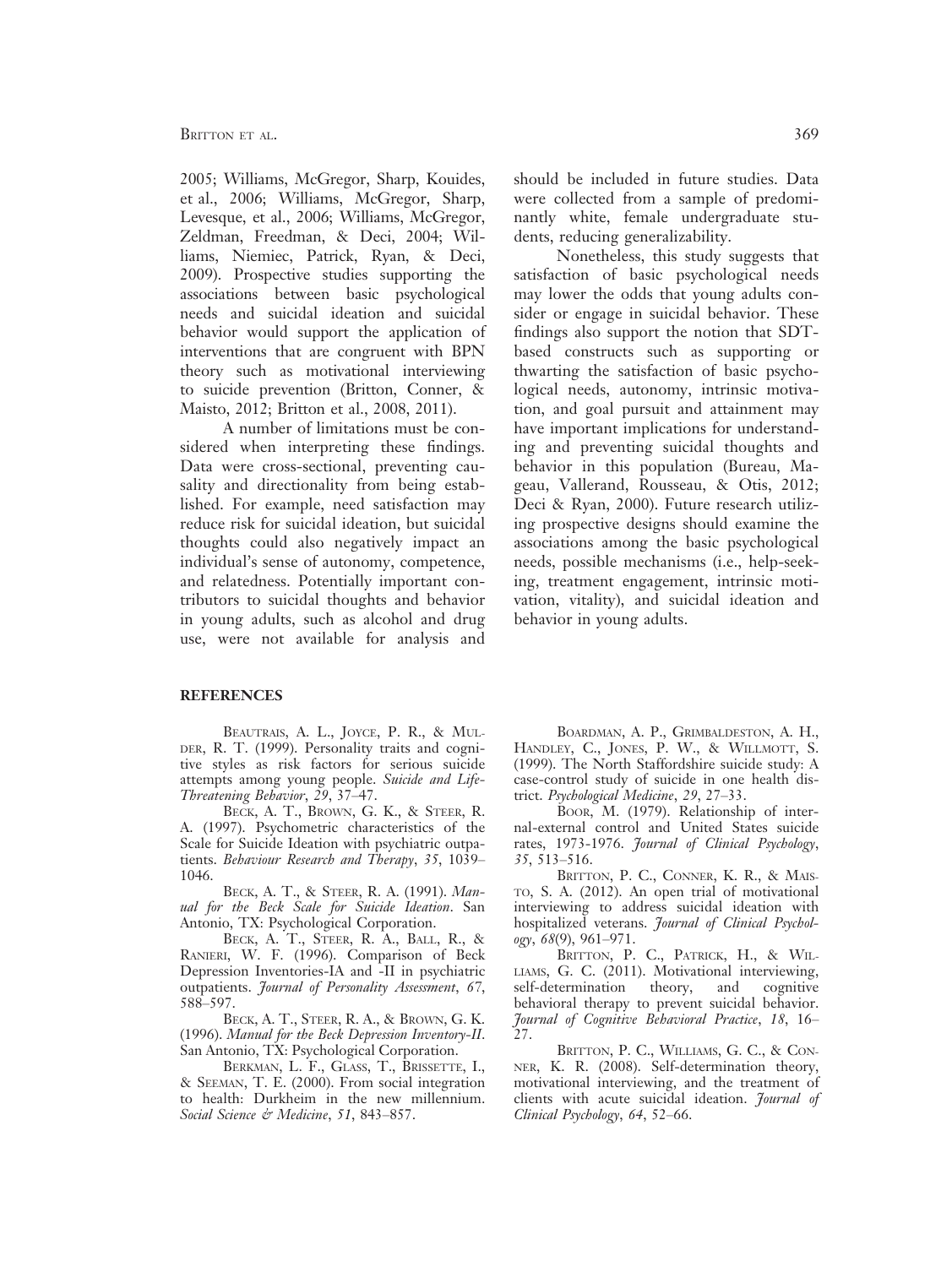2005; Williams, McGregor, Sharp, Kouides, et al., 2006; Williams, McGregor, Sharp, Levesque, et al., 2006; Williams, McGregor, Zeldman, Freedman, & Deci, 2004; Williams, Niemiec, Patrick, Ryan, & Deci, 2009). Prospective studies supporting the associations between basic psychological needs and suicidal ideation and suicidal behavior would support the application of interventions that are congruent with BPN theory such as motivational interviewing to suicide prevention (Britton, Conner, & Maisto, 2012; Britton et al., 2008, 2011).

A number of limitations must be considered when interpreting these findings. Data were cross-sectional, preventing causality and directionality from being established. For example, need satisfaction may reduce risk for suicidal ideation, but suicidal thoughts could also negatively impact an individual's sense of autonomy, competence, and relatedness. Potentially important contributors to suicidal thoughts and behavior in young adults, such as alcohol and drug use, were not available for analysis and should be included in future studies. Data were collected from a sample of predominantly white, female undergraduate students, reducing generalizability.

Nonetheless, this study suggests that satisfaction of basic psychological needs may lower the odds that young adults consider or engage in suicidal behavior. These findings also support the notion that SDT-based constructs such as supporting or thwarting the satisfaction of basic psychological needs, autonomy, intrinsic motivation, and goal pursuit and attainment may have important implications for understanding and preventing suicidal thoughts and behavior in this population (Bureau, Mageau, Vallerand, Rousseau, & Otis, 2012; Deci & Ryan, 2000). Future research utilizing prospective designs should examine the associations among the basic psychological needs, possible mechanisms (i.e., help-seeking, treatment engagement, intrinsic motivation, vitality), and suicidal ideation and behavior in young adults.

## REFERENCES

Beautrais, A. L., Joyce, P. R., & Mulder, R. T. (1999). Personality traits and cognitive styles as risk factors for serious suicide attempts among young people. *Suicide and Life-Threatening Behavior*, *29*, 37–47.

Beck, A. T., Brown, G. K., & Steer, R. A. (1997). Psychometric characteristics of the Scale for Suicide Ideation with psychiatric outpatients. *Behaviour Research and Therapy*, *35*, 1039–1046.

Beck, A. T., & Steer, R. A. (1991). *Manual for the Beck Scale for Suicide Ideation*. San Antonio, TX: Psychological Corporation.

Beck, A. T., Steer, R. A., Ball, R., & Ranieri, W. F. (1996). Comparison of Beck Depression Inventories-IA and -II in psychiatric outpatients. *Journal of Personality Assessment*, *67*, 588–597.

Beck, A. T., Steer, R. A., & Brown, G. K. (1996). *Manual for the Beck Depression Inventory-II*. San Antonio, TX: Psychological Corporation.

Berkman, L. F., Glass, T., Brissette, I., & Seeman, T. E. (2000). From social integration to health: Durkheim in the new millennium. *Social Science & Medicine*, *51*, 843–857.

Boardman, A. P., Grimbaldeston, A. H., Handley, C., Jones, P. W., & Willmott, S. (1999). The North Staffordshire suicide study: A case-control study of suicide in one health district. *Psychological Medicine*, *29*, 27–33.

Boor, M. (1979). Relationship of internal-external control and United States suicide rates, 1973-1976. *Journal of Clinical Psychology*, *35*, 513–516.

Britton, P. C., Conner, K. R., & Maisto, S. A. (2012). An open trial of motivational interviewing to address suicidal ideation with hospitalized veterans. *Journal of Clinical Psychology*, *68*(9), 961–971.

Britton, P. C., Patrick, H., & Williams, G. C. (2011). Motivational interviewing, self-determination theory, and cognitive behavioral therapy to prevent suicidal behavior. *Journal of Cognitive Behavioral Practice*, *18*, 16–27.

Britton, P. C., Williams, G. C., & Conner, K. R. (2008). Self-determination theory, motivational interviewing, and the treatment of clients with acute suicidal ideation. *Journal of Clinical Psychology*, *64*, 52–66.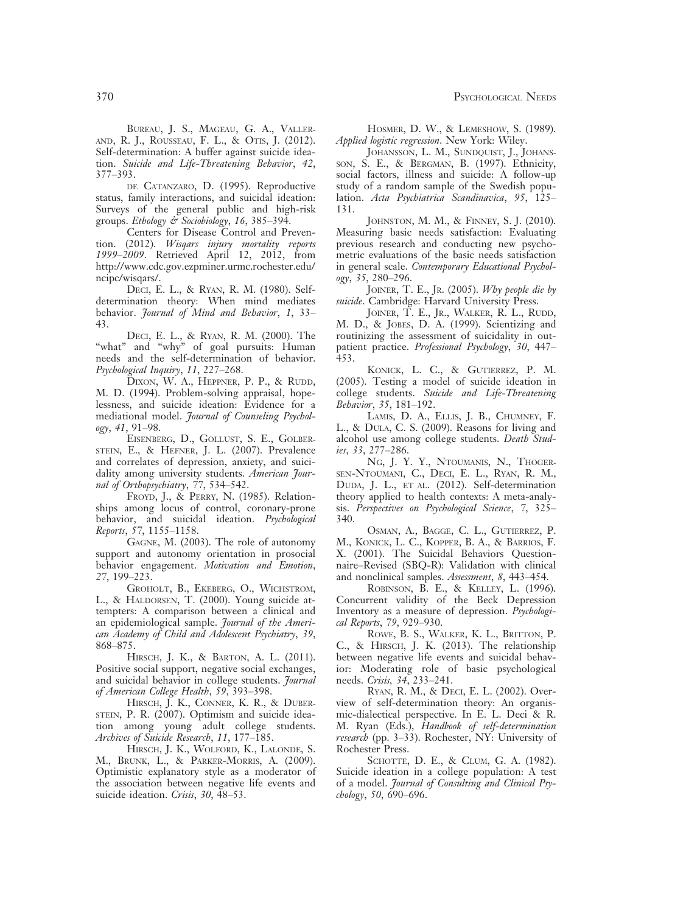Bureau, J. S., Mageau, G. A., Vallerand, R. J., Rousseau, F. L., & Otis, J. (2012). Self-determination: A buffer against suicide ideation. *Suicide and Life-Threatening Behavior*, *42*, 377–393.

de Catanzaro, D. (1995). Reproductive status, family interactions, and suicidal ideation: Surveys of the general public and high-risk groups. *Ethology & Sociobiology*, *16*, 385–394.

Centers for Disease Control and Prevention. (2012). *Wisqars injury mortality reports 1999–2009*. Retrieved April 12, 2012, from http://www.cdc.gov.ezpminer.urmc.rochester.edu/ncipc/wisqars/.

Deci, E. L., & Ryan, R. M. (1980). Self-determination theory: When mind mediates behavior. *Journal of Mind and Behavior*, *1*, 33–43.

Deci, E. L., & Ryan, R. M. (2000). The "what" and "why" of goal pursuits: Human needs and the self-determination of behavior. *Psychological Inquiry*, *11*, 227–268.

Dixon, W. A., Heppner, P. P., & Rudd, M. D. (1994). Problem-solving appraisal, hopelessness, and suicide ideation: Evidence for a mediational model. *Journal of Counseling Psychology*, *41*, 91–98.

Eisenberg, D., Gollust, S. E., Golberstein, E., & Hefner, J. L. (2007). Prevalence and correlates of depression, anxiety, and suicidality among university students. *American Journal of Orthopsychiatry*, *77*, 534–542.

Froyd, J., & Perry, N. (1985). Relationships among locus of control, coronary-prone behavior, and suicidal ideation. *Psychological Reports*, *57*, 1155–1158.

Gagne, M. (2003). The role of autonomy support and autonomy orientation in prosocial behavior engagement. *Motivation and Emotion*, *27*, 199–223.

Groholt, B., Ekeberg, O., Wichstrom, L., & Haldorsen, T. (2000). Young suicide attempters: A comparison between a clinical and an epidemiological sample. *Journal of the American Academy of Child and Adolescent Psychiatry*, *39*, 868–875.

Hirsch, J. K., & Barton, A. L. (2011). Positive social support, negative social exchanges, and suicidal behavior in college students. *Journal of American College Health*, *59*, 393–398.

Hirsch, J. K., Conner, K. R., & Duberstein, P. R. (2007). Optimism and suicide ideation among young adult college students. *Archives of Suicide Research*, *11*, 177–185.

Hirsch, J. K., Wolford, K., Lalonde, S. M., Brunk, L., & Parker-Morris, A. (2009). Optimistic explanatory style as a moderator of the association between negative life events and suicide ideation. *Crisis*, *30*, 48–53.

Hosmer, D. W., & Lemeshow, S. (1989). *Applied logistic regression*. New York: Wiley.

Johansson, L. M., Sundquist, J., Johansson, S. E., & Bergman, B. (1997). Ethnicity, social factors, illness and suicide: A follow-up study of a random sample of the Swedish population. *Acta Psychiatrica Scandinavica*, *95*, 125–131.

Johnston, M. M., & Finney, S. J. (2010). Measuring basic needs satisfaction: Evaluating previous research and conducting new psychometric evaluations of the basic needs satisfaction in general scale. *Contemporary Educational Psychology*, *35*, 280–296.

Joiner, T. E., Jr. (2005). *Why people die by suicide*. Cambridge: Harvard University Press.

Joiner, T. E., Jr., Walker, R. L., Rudd, M. D., & Jobes, D. A. (1999). Scientizing and routinizing the assessment of suicidality in outpatient practice. *Professional Psychology*, *30*, 447–453.

Konick, L. C., & Gutierrez, P. M. (2005). Testing a model of suicide ideation in college students. *Suicide and Life-Threatening Behavior*, *35*, 181–192.

Lamis, D. A., Ellis, J. B., Chumney, F. L., & Dula, C. S. (2009). Reasons for living and alcohol use among college students. *Death Studies*, *33*, 277–286.

Ng, J. Y. Y., Ntoumanis, N., Thogersen-Ntoumani, C., Deci, E. L., Ryan, R. M., Duda, J. L., et al. (2012). Self-determination theory applied to health contexts: A meta-analysis. *Perspectives on Psychological Science*, *7*, 325–340.

Osman, A., Bagge, C. L., Gutierrez, P. M., Konick, L. C., Kopper, B. A., & Barrios, F. X. (2001). The Suicidal Behaviors Questionnaire–Revised (SBQ-R): Validation with clinical and nonclinical samples. *Assessment*, *8*, 443–454.

Robinson, B. E., & Kelley, L. (1996). Concurrent validity of the Beck Depression Inventory as a measure of depression. *Psychological Reports*, *79*, 929–930.

Rowe, B. S., Walker, K. L., Britton, P. C., & Hirsch, J. K. (2013). The relationship between negative life events and suicidal behavior: Moderating role of basic psychological needs. *Crisis*, *34*, 233–241.

Ryan, R. M., & Deci, E. L. (2002). Overview of self-determination theory: An organismic-dialectical perspective. In E. L. Deci & R. M. Ryan (Eds.), *Handbook of self-determination research* (pp. 3–33). Rochester, NY: University of Rochester Press.

Schotte, D. E., & Clum, G. A. (1982). Suicide ideation in a college population: A test of a model. *Journal of Consulting and Clinical Psychology*, *50*, 690–696.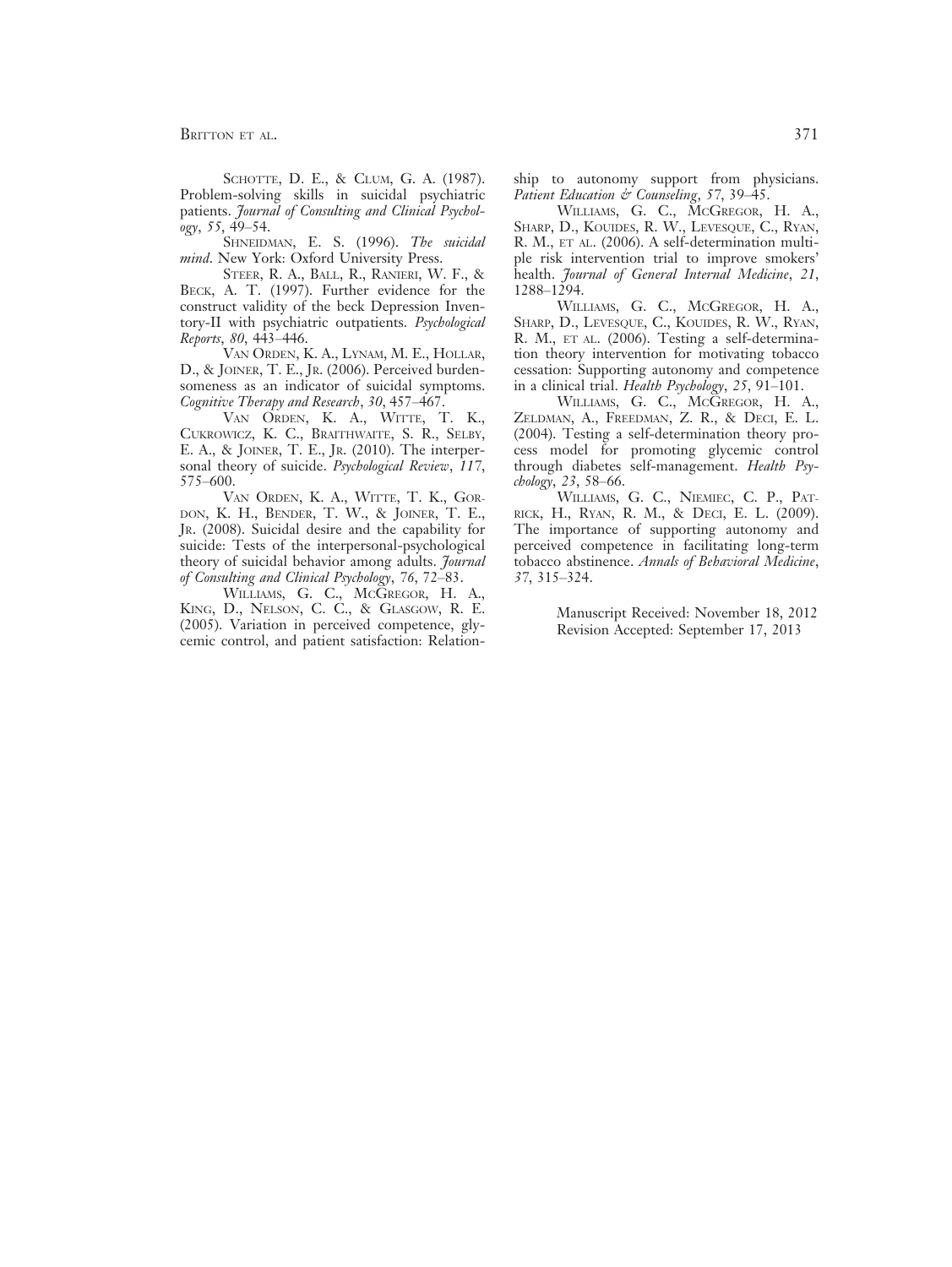Schotte, D. E., & Clum, G. A. (1987). Problem-solving skills in suicidal psychiatric patients. *Journal of Consulting and Clinical Psychology*, *55*, 49–54.

Shneidman, E. S. (1996). *The suicidal mind*. New York: Oxford University Press.

Steer, R. A., Ball, R., Ranieri, W. F., & Beck, A. T. (1997). Further evidence for the construct validity of the beck Depression Inventory-II with psychiatric outpatients. *Psychological Reports*, *80*, 443–446.

Van Orden, K. A., Lynam, M. E., Hollar, D., & Joiner, T. E., Jr. (2006). Perceived burdensomeness as an indicator of suicidal symptoms. *Cognitive Therapy and Research*, *30*, 457–467.

Van Orden, K. A., Witte, T. K., Cukrowicz, K. C., Braithwaite, S. R., Selby, E. A., & Joiner, T. E., Jr. (2010). The interpersonal theory of suicide. *Psychological Review*, *117*, 575–600.

Van Orden, K. A., Witte, T. K., Gordon, K. H., Bender, T. W., & Joiner, T. E., Jr. (2008). Suicidal desire and the capability for suicide: Tests of the interpersonal-psychological theory of suicidal behavior among adults. *Journal of Consulting and Clinical Psychology*, *76*, 72–83.

Williams, G. C., McGregor, H. A., King, D., Nelson, C. C., & Glasgow, R. E. (2005). Variation in perceived competence, glycemic control, and patient satisfaction: Relationship to autonomy support from physicians. *Patient Education & Counseling*, *57*, 39–45.

Williams, G. C., McGregor, H. A., Sharp, D., Kouides, R. W., Levesque, C., Ryan, R. M., et al. (2006). A self-determination multiple risk intervention trial to improve smokers' health. *Journal of General Internal Medicine*, *21*, 1288–1294.

Williams, G. C., McGregor, H. A., Sharp, D., Levesque, C., Kouides, R. W., Ryan, R. M., et al. (2006). Testing a self-determination theory intervention for motivating tobacco cessation: Supporting autonomy and competence in a clinical trial. *Health Psychology*, *25*, 91–101.

Williams, G. C., McGregor, H. A., Zeldman, A., Freedman, Z. R., & Deci, E. L. (2004). Testing a self-determination theory process model for promoting glycemic control through diabetes self-management. *Health Psychology*, *23*, 58–66.

Williams, G. C., Niemiec, C. P., Patrick, H., Ryan, R. M., & Deci, E. L. (2009). The importance of supporting autonomy and perceived competence in facilitating long-term tobacco abstinence. *Annals of Behavioral Medicine*, *37*, 315–324.

Manuscript Received: November 18, 2012
Revision Accepted: September 17, 2013